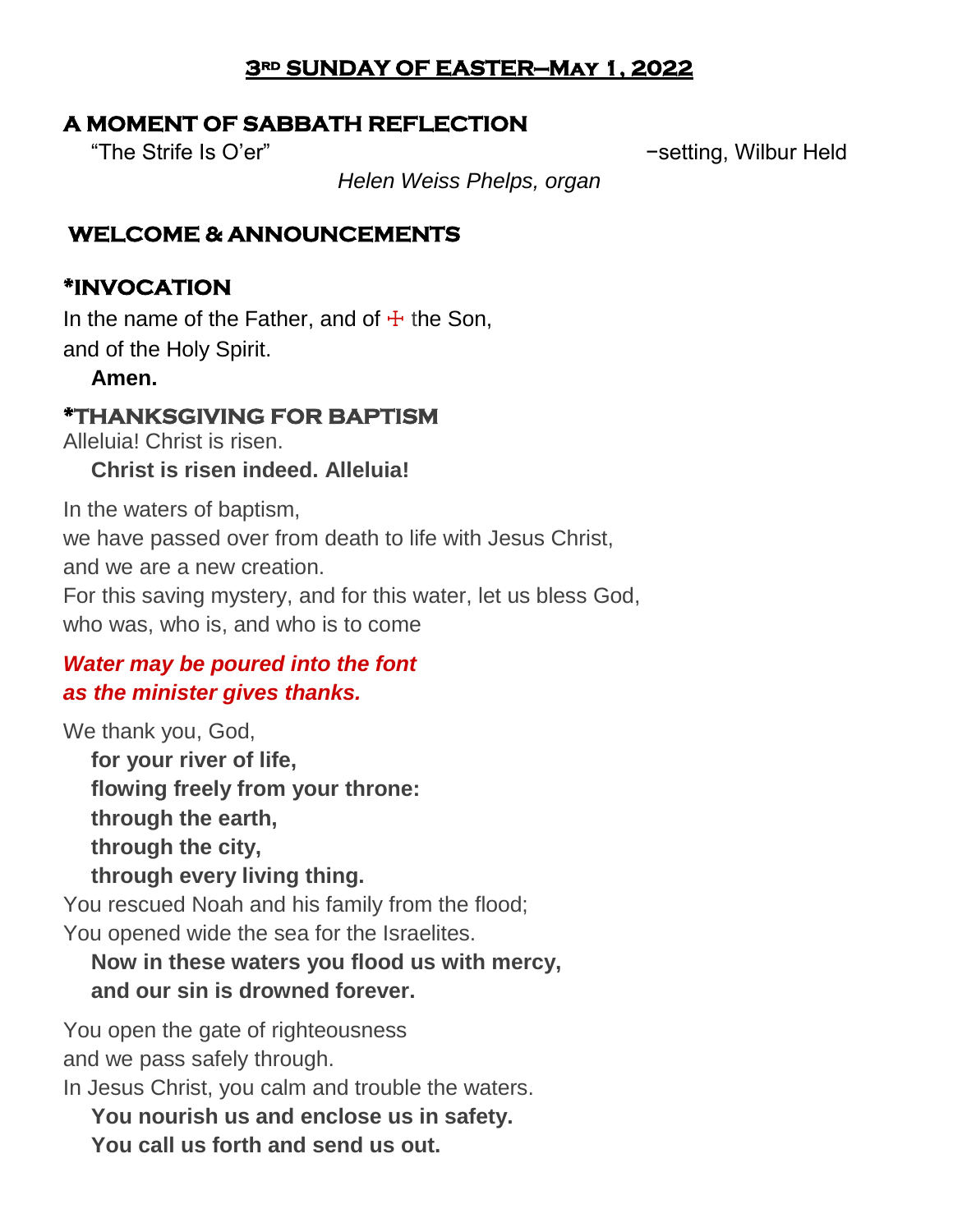# 3RD SUNDAY OF EASTER—MAY 1, 2022

## A MOMENT OF SABBATH REFLECTION

"The Strife Is O'er" −setting, Wilbur Held

*Helen Weiss Phelps, organ*

## WELCOME & ANNOUNCEMENTS

## *INVOCATION

In the name of the Father, and of ☩ the Son,
and of the Holy Spirit.

**Amen.**

## *THANKSGIVING FOR BAPTISM

Alleluia! Christ is risen.

**Christ is risen indeed. Alleluia!**

In the waters of baptism,
we have passed over from death to life with Jesus Christ,
and we are a new creation.
For this saving mystery, and for this water, let us bless God,
who was, who is, and who is to come

***Water may be poured into the font
as the minister gives thanks.***

We thank you, God,

**for your river of life,
flowing freely from your throne:
through the earth,
through the city,
through every living thing.**

You rescued Noah and his family from the flood;
You opened wide the sea for the Israelites.

**Now in these waters you flood us with mercy,
and our sin is drowned forever.**

You open the gate of righteousness
and we pass safely through.
In Jesus Christ, you calm and trouble the waters.

**You nourish us and enclose us in safety.
You call us forth and send us out.**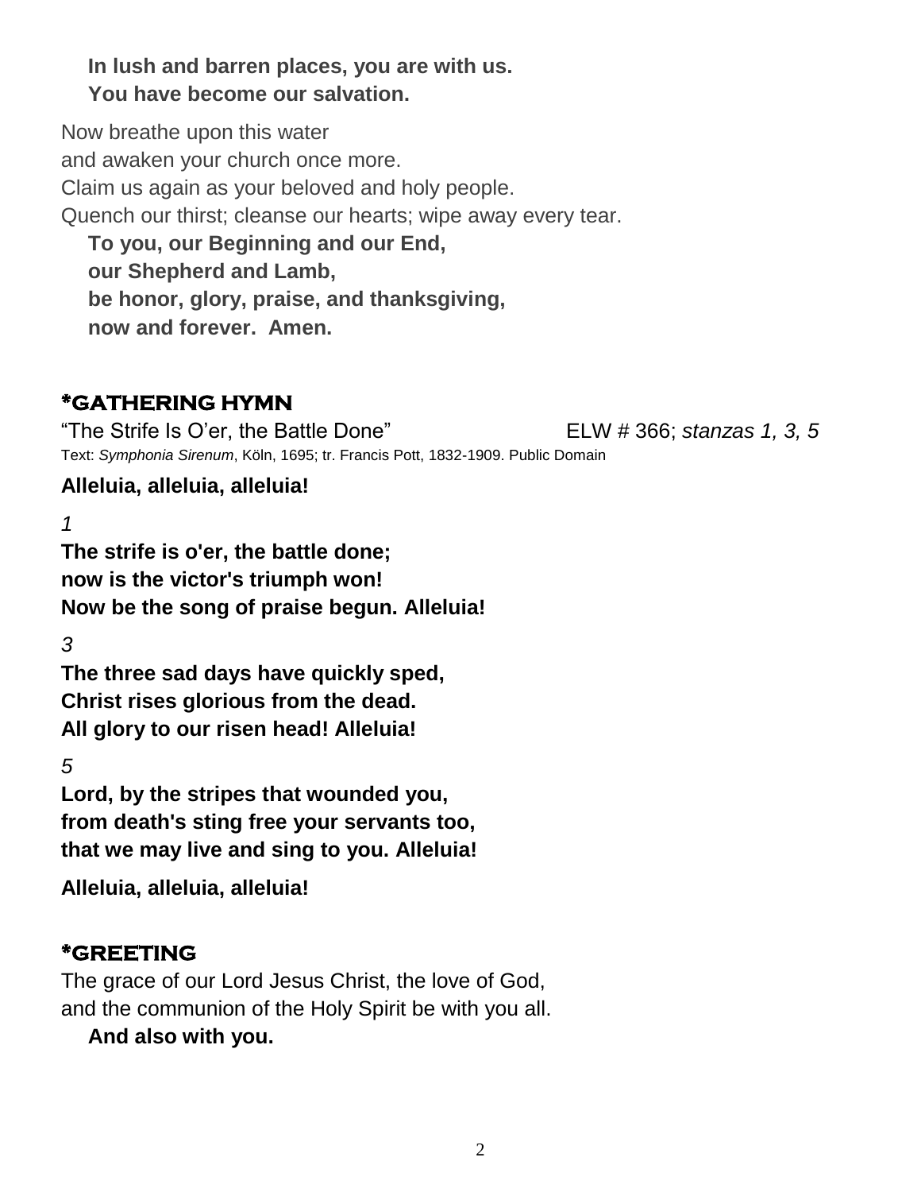**In lush and barren places, you are with us.**
**You have become our salvation.**

Now breathe upon this water
and awaken your church once more.
Claim us again as your beloved and holy people.
Quench our thirst; cleanse our hearts; wipe away every tear.

**To you, our Beginning and our End,**
**our Shepherd and Lamb,**
**be honor, glory, praise, and thanksgiving,**
**now and forever. Amen.**

## *GATHERING HYMN

"The Strife Is O'er, the Battle Done" ELW # 366; *stanzas 1, 3, 5*

Text: *Symphonia Sirenum*, Köln, 1695; tr. Francis Pott, 1832-1909. Public Domain

**Alleluia, alleluia, alleluia!**

*1*

**The strife is o'er, the battle done;**
**now is the victor's triumph won!**
**Now be the song of praise begun. Alleluia!**

*3*

**The three sad days have quickly sped,**
**Christ rises glorious from the dead.**
**All glory to our risen head! Alleluia!**

*5*

**Lord, by the stripes that wounded you,**
**from death's sting free your servants too,**
**that we may live and sing to you. Alleluia!**

**Alleluia, alleluia, alleluia!**

## *GREETING

The grace of our Lord Jesus Christ, the love of God,
and the communion of the Holy Spirit be with you all.

**And also with you.**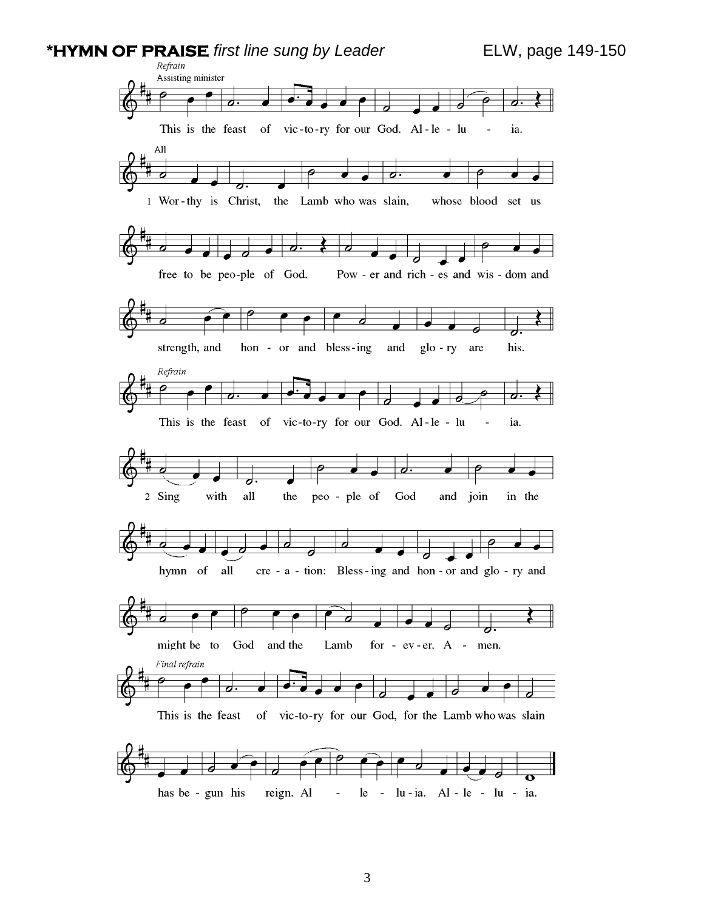**\*HYMN OF PRAISE** *first line sung by Leader* ELW, page 149-150

*Refrain*
Assisting minister

This is the feast of vic-to-ry for our God. Al-le-lu - ia.

All

1 Wor-thy is Christ, the Lamb who was slain, whose blood set us free to be peo-ple of God. Pow - er and rich - es and wis - dom and strength, and hon - or and bless-ing and glo - ry are his.

*Refrain*

This is the feast of vic-to-ry for our God. Al-le-lu - ia.

2 Sing with all the peo - ple of God and join in the hymn of all cre - a - tion: Bless-ing and hon - or and glo - ry and might be to God and the Lamb for - ev - er. A - men.

*Final refrain*

This is the feast of vic-to-ry for our God, for the Lamb who was slain has be - gun his reign. Al - le - lu - ia. Al - le - lu - ia.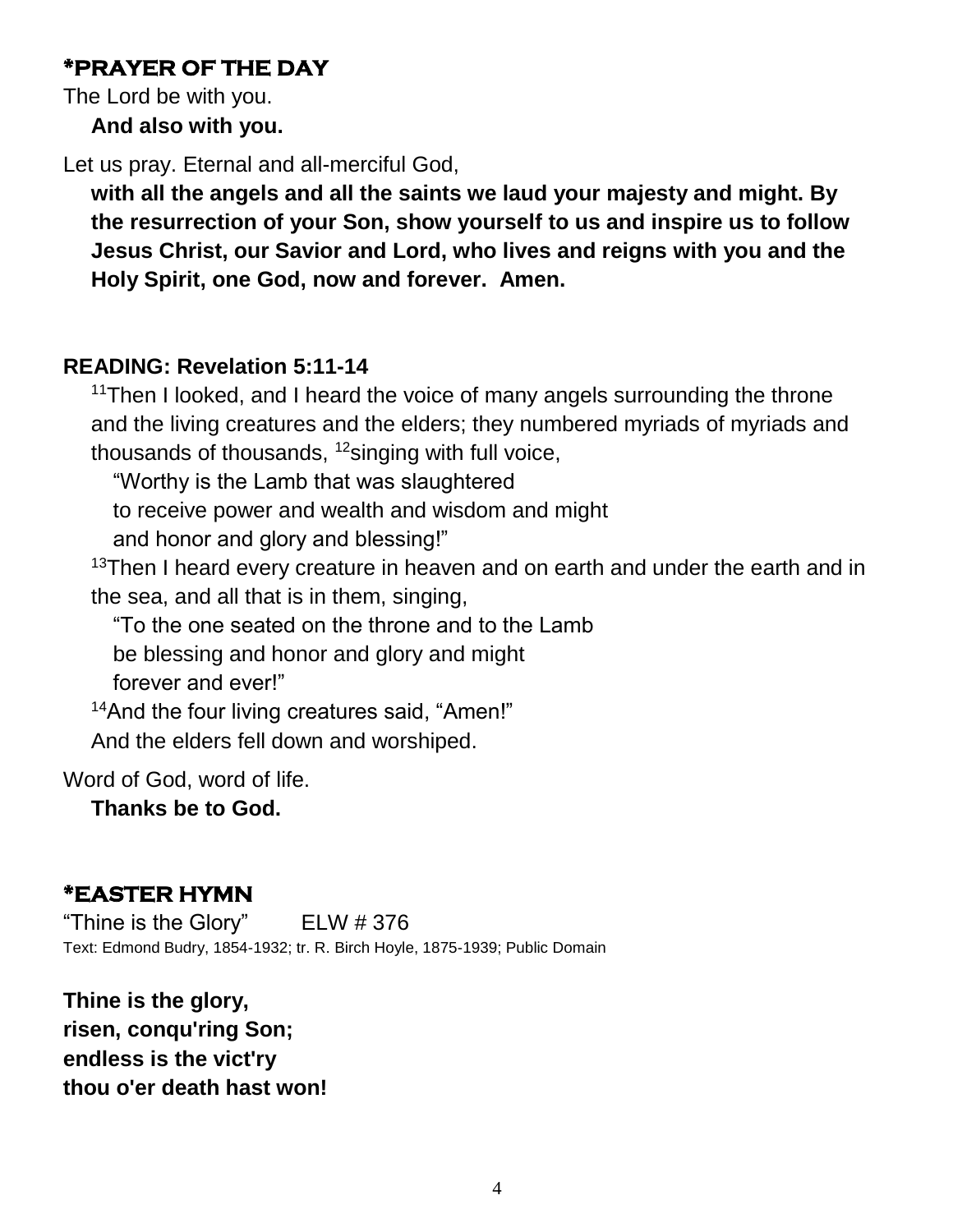## *PRAYER OF THE DAY

The Lord be with you.

**And also with you.**

Let us pray. Eternal and all-merciful God,

**with all the angels and all the saints we laud your majesty and might. By the resurrection of your Son, show yourself to us and inspire us to follow Jesus Christ, our Savior and Lord, who lives and reigns with you and the Holy Spirit, one God, now and forever. Amen.**

## READING: Revelation 5:11-14

[11]Then I looked, and I heard the voice of many angels surrounding the throne and the living creatures and the elders; they numbered myriads of myriads and thousands of thousands, [12]singing with full voice,

"Worthy is the Lamb that was slaughtered
to receive power and wealth and wisdom and might
and honor and glory and blessing!"

[13]Then I heard every creature in heaven and on earth and under the earth and in the sea, and all that is in them, singing,

"To the one seated on the throne and to the Lamb
be blessing and honor and glory and might
forever and ever!"

[14]And the four living creatures said, "Amen!"
And the elders fell down and worshiped.

Word of God, word of life.

**Thanks be to God.**

## *EASTER HYMN

"Thine is the Glory" ELW # 376

Text: Edmond Budry, 1854-1932; tr. R. Birch Hoyle, 1875-1939; Public Domain

**Thine is the glory,
risen, conqu'ring Son;
endless is the vict'ry
thou o'er death hast won!**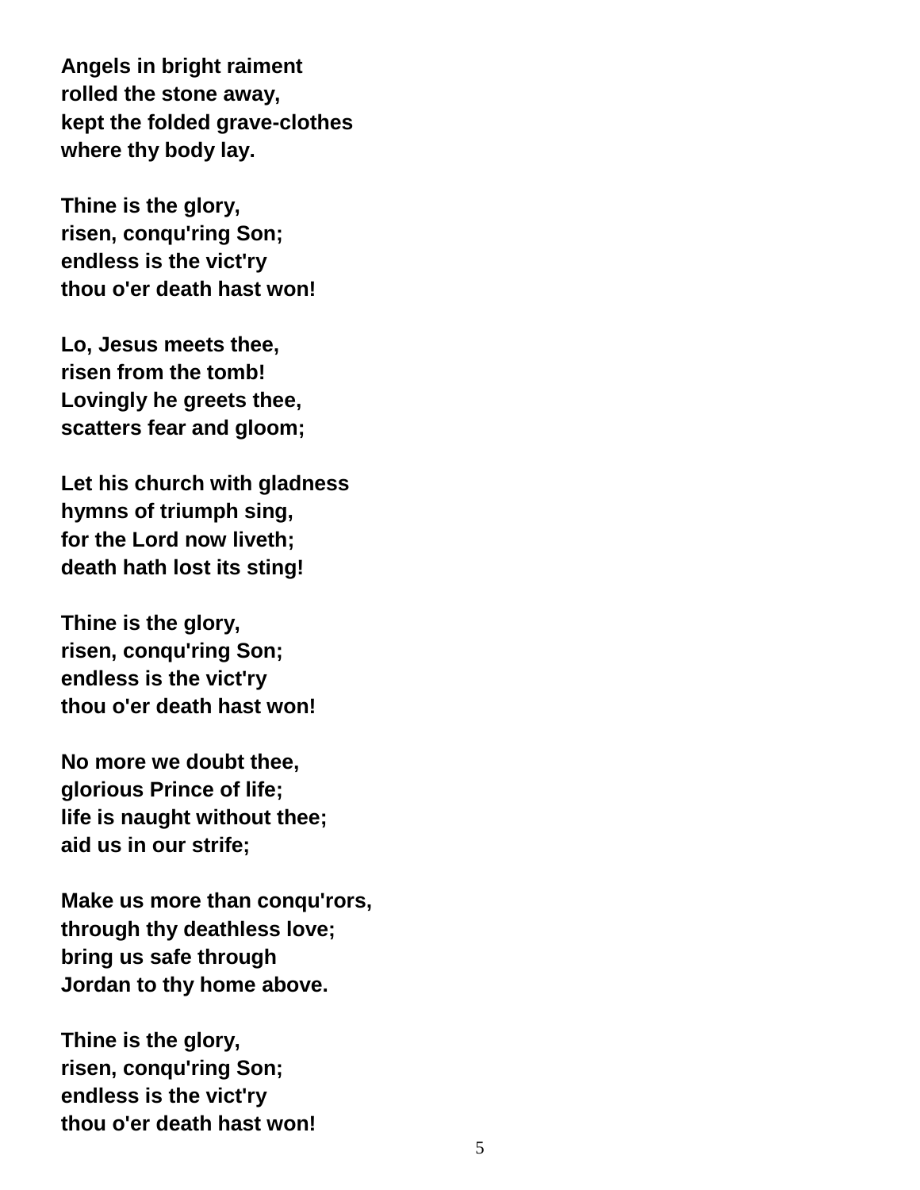**Angels in bright raiment**
**rolled the stone away,**
**kept the folded grave-clothes**
**where thy body lay.**

**Thine is the glory,**
**risen, conqu'ring Son;**
**endless is the vict'ry**
**thou o'er death hast won!**

**Lo, Jesus meets thee,**
**risen from the tomb!**
**Lovingly he greets thee,**
**scatters fear and gloom;**

**Let his church with gladness**
**hymns of triumph sing,**
**for the Lord now liveth;**
**death hath lost its sting!**

**Thine is the glory,**
**risen, conqu'ring Son;**
**endless is the vict'ry**
**thou o'er death hast won!**

**No more we doubt thee,**
**glorious Prince of life;**
**life is naught without thee;**
**aid us in our strife;**

**Make us more than conqu'rors,**
**through thy deathless love;**
**bring us safe through**
**Jordan to thy home above.**

**Thine is the glory,**
**risen, conqu'ring Son;**
**endless is the vict'ry**
**thou o'er death hast won!**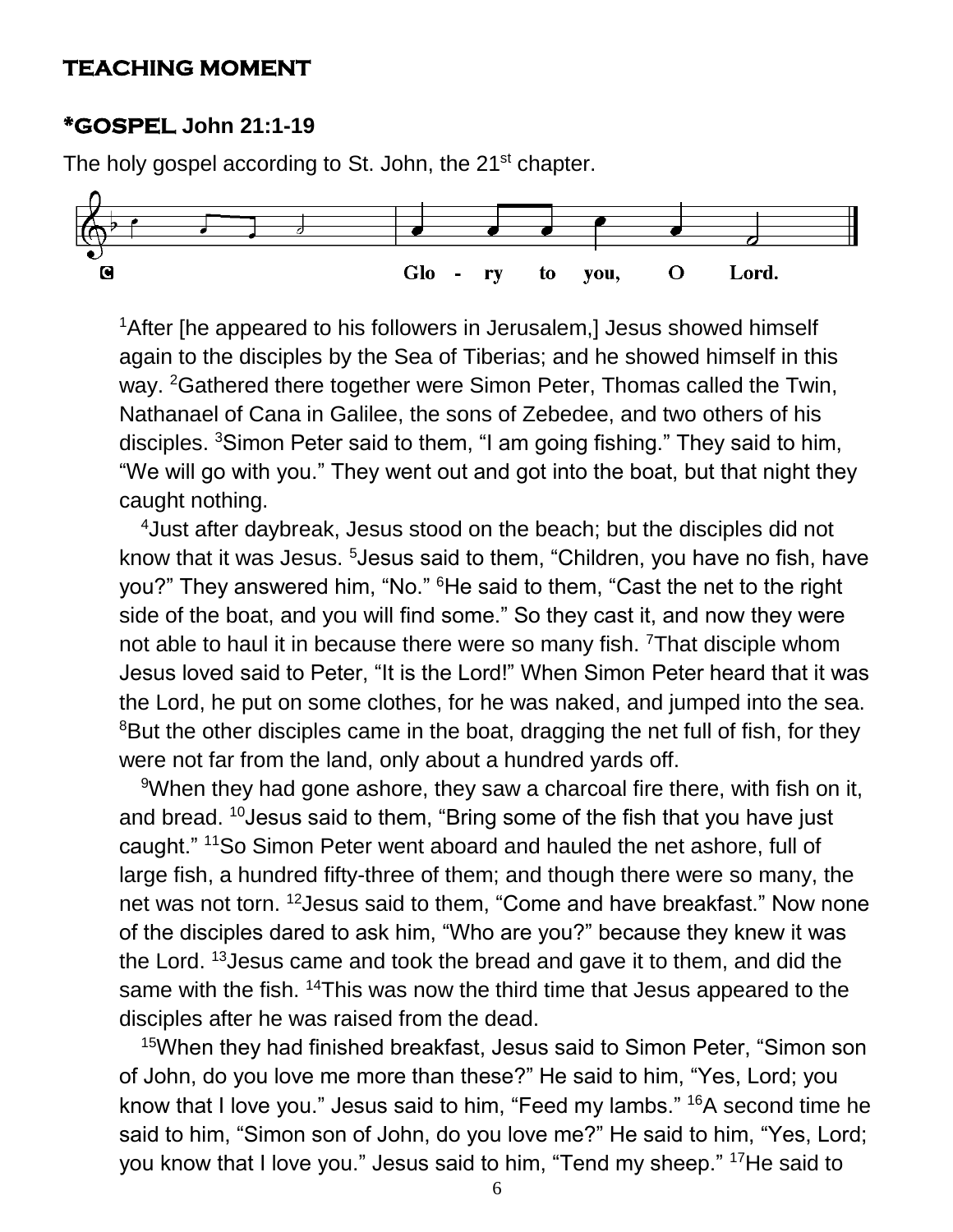## TEACHING MOMENT

## *GOSPEL John 21:1-19

The holy gospel according to St. John, the 21st chapter.

**C** Glo - ry to you, O Lord.

[1]After [he appeared to his followers in Jerusalem,] Jesus showed himself again to the disciples by the Sea of Tiberias; and he showed himself in this way. [2]Gathered there together were Simon Peter, Thomas called the Twin, Nathanael of Cana in Galilee, the sons of Zebedee, and two others of his disciples. [3]Simon Peter said to them, "I am going fishing." They said to him, "We will go with you." They went out and got into the boat, but that night they caught nothing.

[4]Just after daybreak, Jesus stood on the beach; but the disciples did not know that it was Jesus. [5]Jesus said to them, "Children, you have no fish, have you?" They answered him, "No." [6]He said to them, "Cast the net to the right side of the boat, and you will find some." So they cast it, and now they were not able to haul it in because there were so many fish. [7]That disciple whom Jesus loved said to Peter, "It is the Lord!" When Simon Peter heard that it was the Lord, he put on some clothes, for he was naked, and jumped into the sea. [8]But the other disciples came in the boat, dragging the net full of fish, for they were not far from the land, only about a hundred yards off.

[9]When they had gone ashore, they saw a charcoal fire there, with fish on it, and bread. [10]Jesus said to them, "Bring some of the fish that you have just caught." [11]So Simon Peter went aboard and hauled the net ashore, full of large fish, a hundred fifty-three of them; and though there were so many, the net was not torn. [12]Jesus said to them, "Come and have breakfast." Now none of the disciples dared to ask him, "Who are you?" because they knew it was the Lord. [13]Jesus came and took the bread and gave it to them, and did the same with the fish. [14]This was now the third time that Jesus appeared to the disciples after he was raised from the dead.

[15]When they had finished breakfast, Jesus said to Simon Peter, "Simon son of John, do you love me more than these?" He said to him, "Yes, Lord; you know that I love you." Jesus said to him, "Feed my lambs." [16]A second time he said to him, "Simon son of John, do you love me?" He said to him, "Yes, Lord; you know that I love you." Jesus said to him, "Tend my sheep." [17]He said to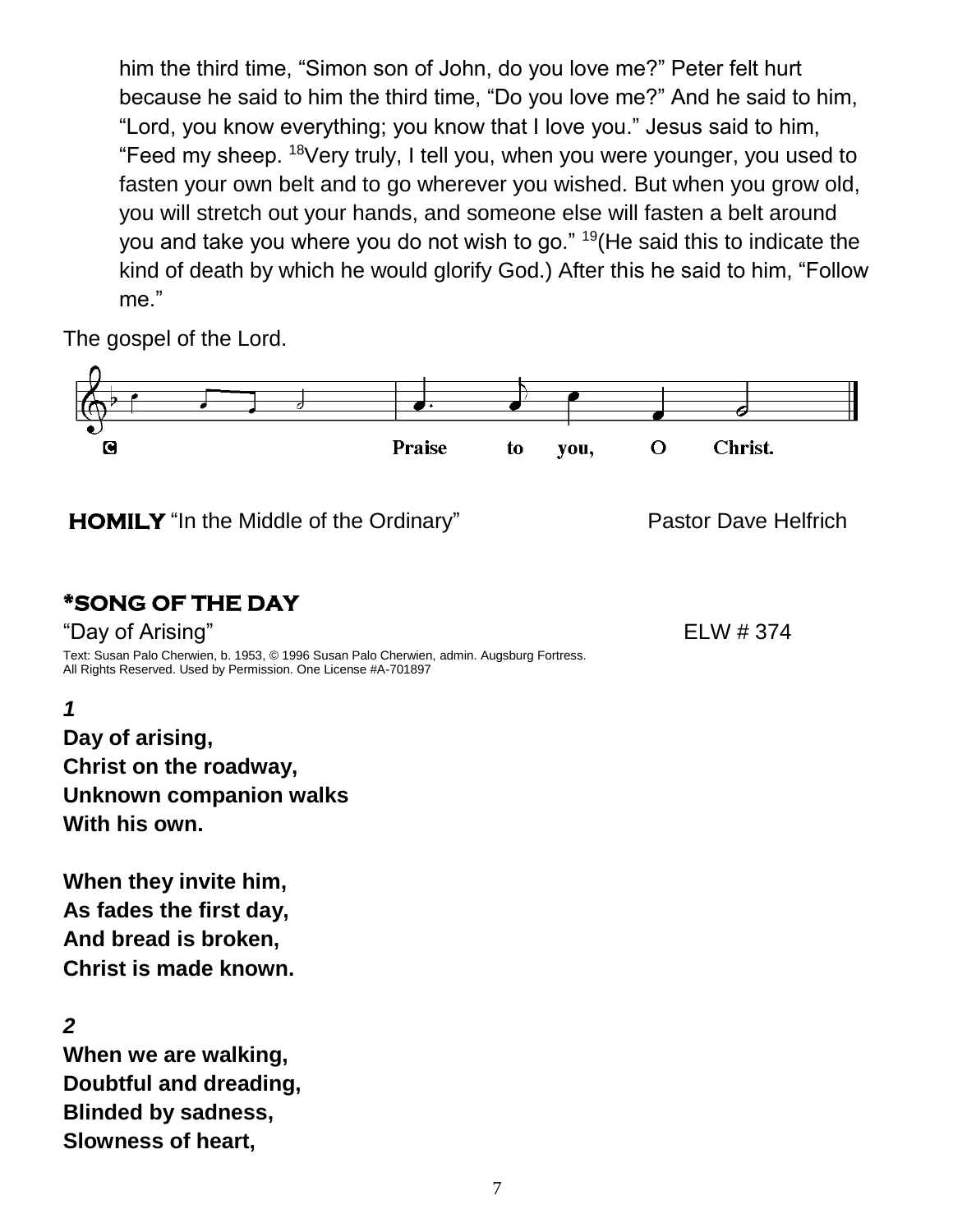him the third time, "Simon son of John, do you love me?" Peter felt hurt because he said to him the third time, "Do you love me?" And he said to him, "Lord, you know everything; you know that I love you." Jesus said to him, "Feed my sheep. [18]Very truly, I tell you, when you were younger, you used to fasten your own belt and to go wherever you wished. But when you grow old, you will stretch out your hands, and someone else will fasten a belt around you and take you where you do not wish to go." [19](He said this to indicate the kind of death by which he would glorify God.) After this he said to him, "Follow me."

The gospel of the Lord.

**C** **Praise to you, O Christ.**

**HOMILY** "In the Middle of the Ordinary" Pastor Dave Helfrich

## *SONG OF THE DAY

"Day of Arising" ELW # 374

Text: Susan Palo Cherwien, b. 1953, © 1996 Susan Palo Cherwien, admin. Augsburg Fortress. All Rights Reserved. Used by Permission. One License #A-701897

***1***

**Day of arising,**
**Christ on the roadway,**
**Unknown companion walks**
**With his own.**

**When they invite him,**
**As fades the first day,**
**And bread is broken,**
**Christ is made known.**

***2***

**When we are walking,**
**Doubtful and dreading,**
**Blinded by sadness,**
**Slowness of heart,**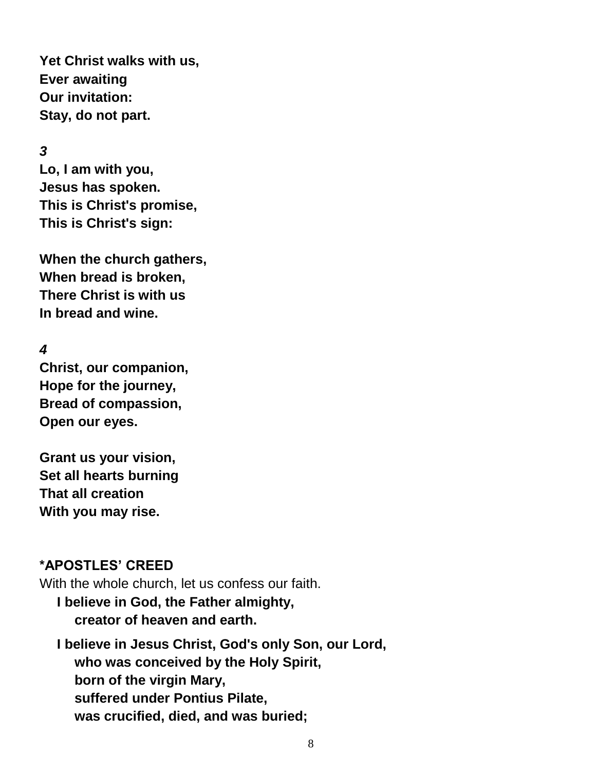**Yet Christ walks with us,**
**Ever awaiting**
**Our invitation:**
**Stay, do not part.**

***3***
**Lo, I am with you,**
**Jesus has spoken.**
**This is Christ's promise,**
**This is Christ's sign:**

**When the church gathers,**
**When bread is broken,**
**There Christ is with us**
**In bread and wine.**

***4***
**Christ, our companion,**
**Hope for the journey,**
**Bread of compassion,**
**Open our eyes.**

**Grant us your vision,**
**Set all hearts burning**
**That all creation**
**With you may rise.**

**\*APOSTLES' CREED**

With the whole church, let us confess our faith.

**I believe in God, the Father almighty,**
**creator of heaven and earth.**

**I believe in Jesus Christ, God's only Son, our Lord,**
**who was conceived by the Holy Spirit,**
**born of the virgin Mary,**
**suffered under Pontius Pilate,**
**was crucified, died, and was buried;**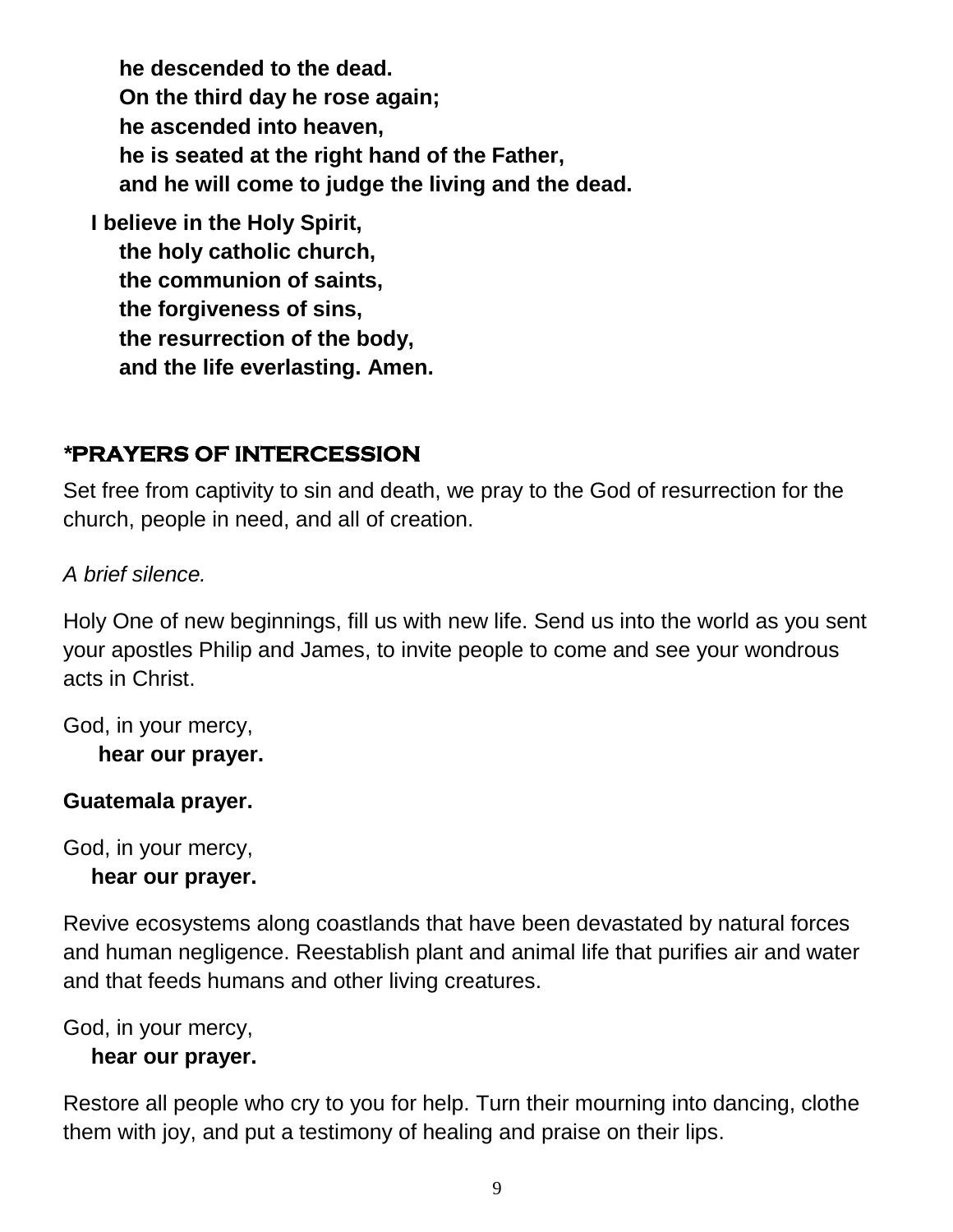**he descended to the dead.**
**On the third day he rose again;**
**he ascended into heaven,**
**he is seated at the right hand of the Father,**
**and he will come to judge the living and the dead.**

**I believe in the Holy Spirit,**
**the holy catholic church,**
**the communion of saints,**
**the forgiveness of sins,**
**the resurrection of the body,**
**and the life everlasting. Amen.**

## *PRAYERS OF INTERCESSION

Set free from captivity to sin and death, we pray to the God of resurrection for the church, people in need, and all of creation.

*A brief silence.*

Holy One of new beginnings, fill us with new life. Send us into the world as you sent your apostles Philip and James, to invite people to come and see your wondrous acts in Christ.

God, in your mercy,
**hear our prayer.**

**Guatemala prayer.**

God, in your mercy,
**hear our prayer.**

Revive ecosystems along coastlands that have been devastated by natural forces and human negligence. Reestablish plant and animal life that purifies air and water and that feeds humans and other living creatures.

God, in your mercy,
**hear our prayer.**

Restore all people who cry to you for help. Turn their mourning into dancing, clothe them with joy, and put a testimony of healing and praise on their lips.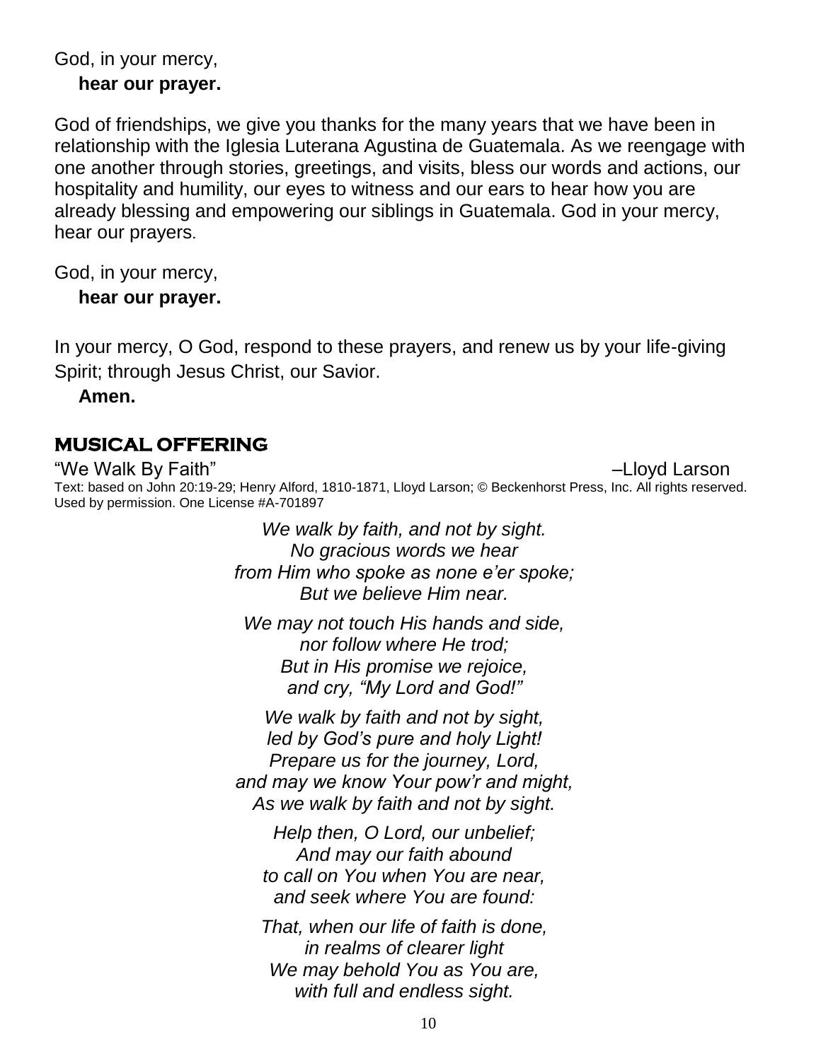God, in your mercy,

**hear our prayer.**

God of friendships, we give you thanks for the many years that we have been in relationship with the Iglesia Luterana Agustina de Guatemala. As we reengage with one another through stories, greetings, and visits, bless our words and actions, our hospitality and humility, our eyes to witness and our ears to hear how you are already blessing and empowering our siblings in Guatemala. God in your mercy, hear our prayers.

God, in your mercy,

**hear our prayer.**

In your mercy, O God, respond to these prayers, and renew us by your life-giving Spirit; through Jesus Christ, our Savior.

**Amen.**

## MUSICAL OFFERING

"We Walk By Faith" –Lloyd Larson

Text: based on John 20:19-29; Henry Alford, 1810-1871, Lloyd Larson; © Beckenhorst Press, Inc. All rights reserved. Used by permission. One License #A-701897

*We walk by faith, and not by sight.*
*No gracious words we hear*
*from Him who spoke as none e'er spoke;*
*But we believe Him near.*

*We may not touch His hands and side,*
*nor follow where He trod;*
*But in His promise we rejoice,*
*and cry, "My Lord and God!"*

*We walk by faith and not by sight,*
*led by God's pure and holy Light!*
*Prepare us for the journey, Lord,*
*and may we know Your pow'r and might,*
*As we walk by faith and not by sight.*

*Help then, O Lord, our unbelief;*
*And may our faith abound*
*to call on You when You are near,*
*and seek where You are found:*

*That, when our life of faith is done,*
*in realms of clearer light*
*We may behold You as You are,*
*with full and endless sight.*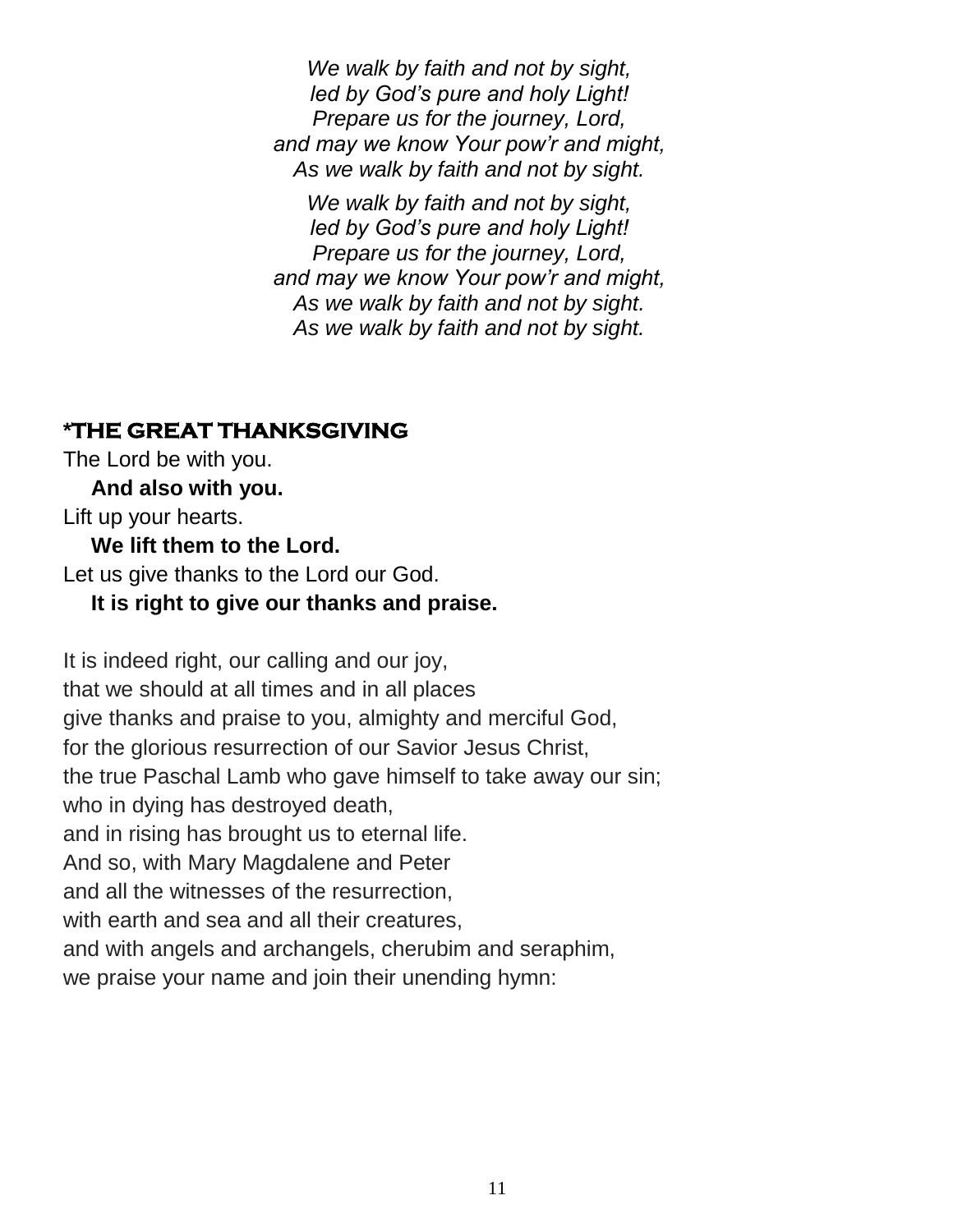*We walk by faith and not by sight,*
*led by God's pure and holy Light!*
*Prepare us for the journey, Lord,*
*and may we know Your pow'r and might,*
*As we walk by faith and not by sight.*

*We walk by faith and not by sight,*
*led by God's pure and holy Light!*
*Prepare us for the journey, Lord,*
*and may we know Your pow'r and might,*
*As we walk by faith and not by sight.*
*As we walk by faith and not by sight.*

## *THE GREAT THANKSGIVING

The Lord be with you.
**And also with you.**
Lift up your hearts.
**We lift them to the Lord.**
Let us give thanks to the Lord our God.
**It is right to give our thanks and praise.**

It is indeed right, our calling and our joy,
that we should at all times and in all places
give thanks and praise to you, almighty and merciful God,
for the glorious resurrection of our Savior Jesus Christ,
the true Paschal Lamb who gave himself to take away our sin;
who in dying has destroyed death,
and in rising has brought us to eternal life.
And so, with Mary Magdalene and Peter
and all the witnesses of the resurrection,
with earth and sea and all their creatures,
and with angels and archangels, cherubim and seraphim,
we praise your name and join their unending hymn: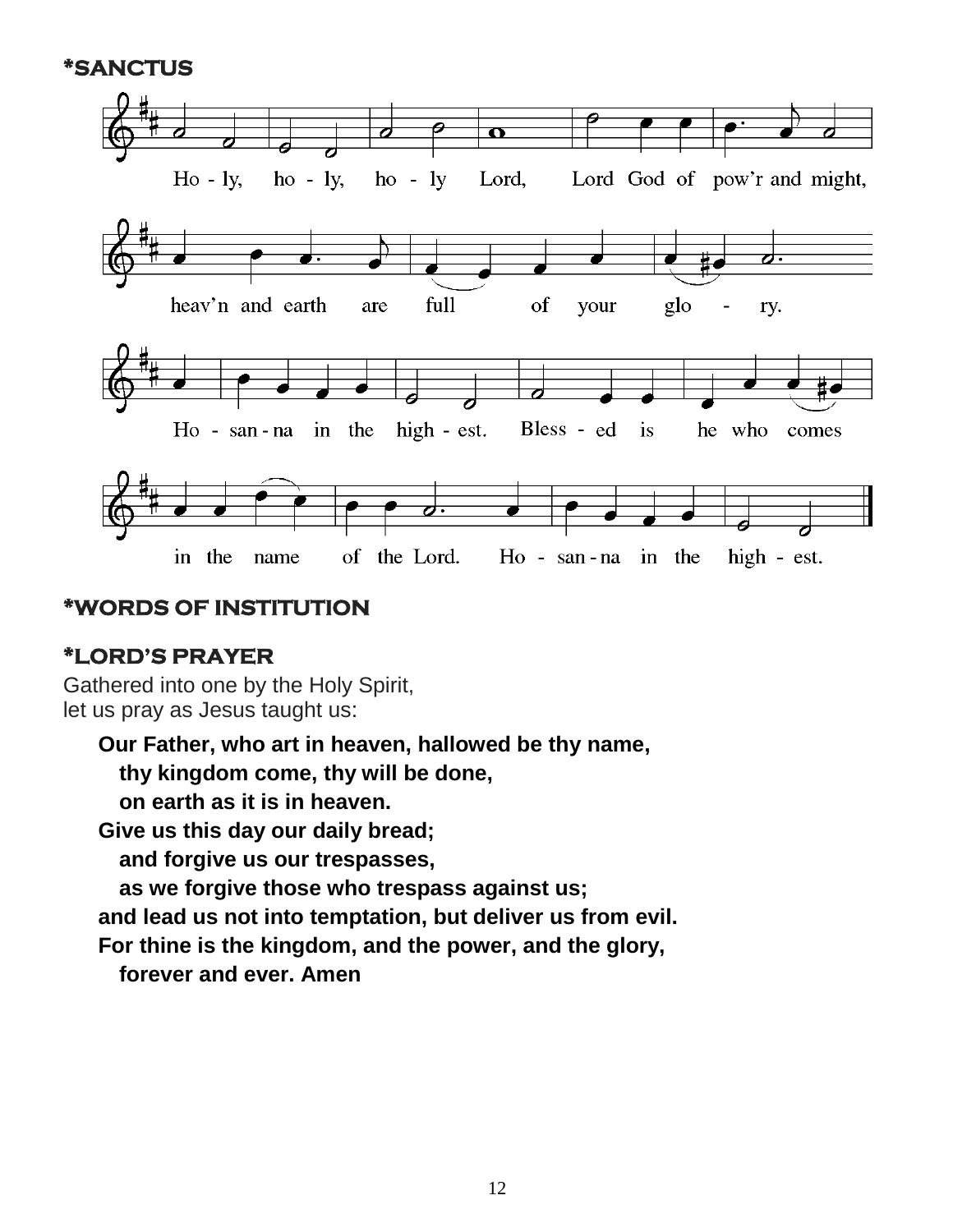## *SANCTUS

Ho - ly, ho - ly, ho - ly Lord, Lord God of pow'r and might,

heav'n and earth are full of your glo - ry.

Ho - san - na in the high - est. Bless - ed is he who comes

in the name of the Lord. Ho - san - na in the high - est.

## *WORDS OF INSTITUTION

## *LORD'S PRAYER

Gathered into one by the Holy Spirit,
let us pray as Jesus taught us:

**Our Father, who art in heaven, hallowed be thy name,**
**thy kingdom come, thy will be done,**
**on earth as it is in heaven.**
**Give us this day our daily bread;**
**and forgive us our trespasses,**
**as we forgive those who trespass against us;**
**and lead us not into temptation, but deliver us from evil.**
**For thine is the kingdom, and the power, and the glory,**
**forever and ever. Amen**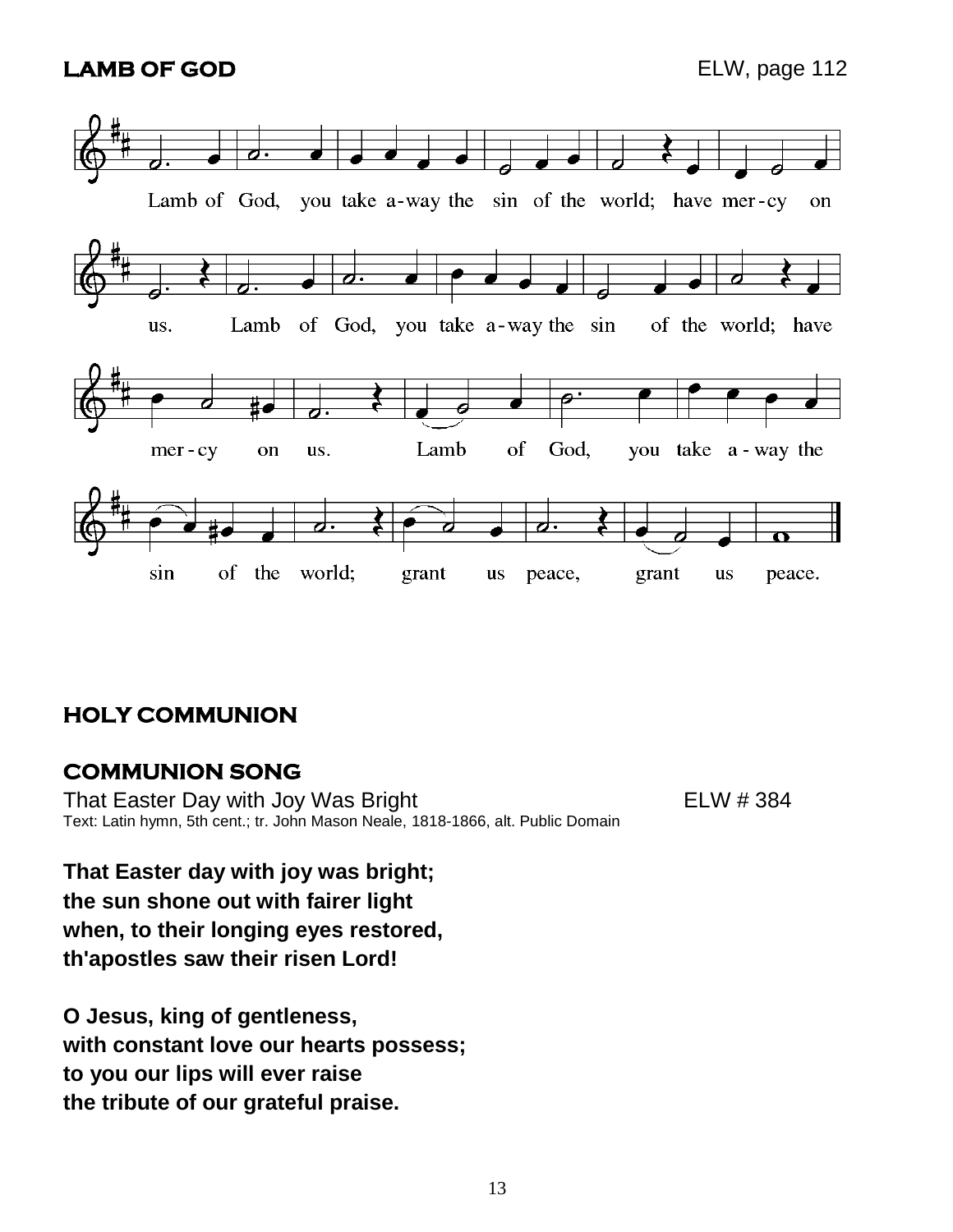**LAMB OF GOD** ELW, page 112

Lamb of God, you take a-way the sin of the world; have mer-cy on us. Lamb of God, you take a-way the sin of the world; have mer-cy on us. Lamb of God, you take a-way the sin of the world; grant us peace, grant us peace.

## HOLY COMMUNION

## COMMUNION SONG

That Easter Day with Joy Was Bright ELW # 384

Text: Latin hymn, 5th cent.; tr. John Mason Neale, 1818-1866, alt. Public Domain

**That Easter day with joy was bright;**
**the sun shone out with fairer light**
**when, to their longing eyes restored,**
**th'apostles saw their risen Lord!**

**O Jesus, king of gentleness,**
**with constant love our hearts possess;**
**to you our lips will ever raise**
**the tribute of our grateful praise.**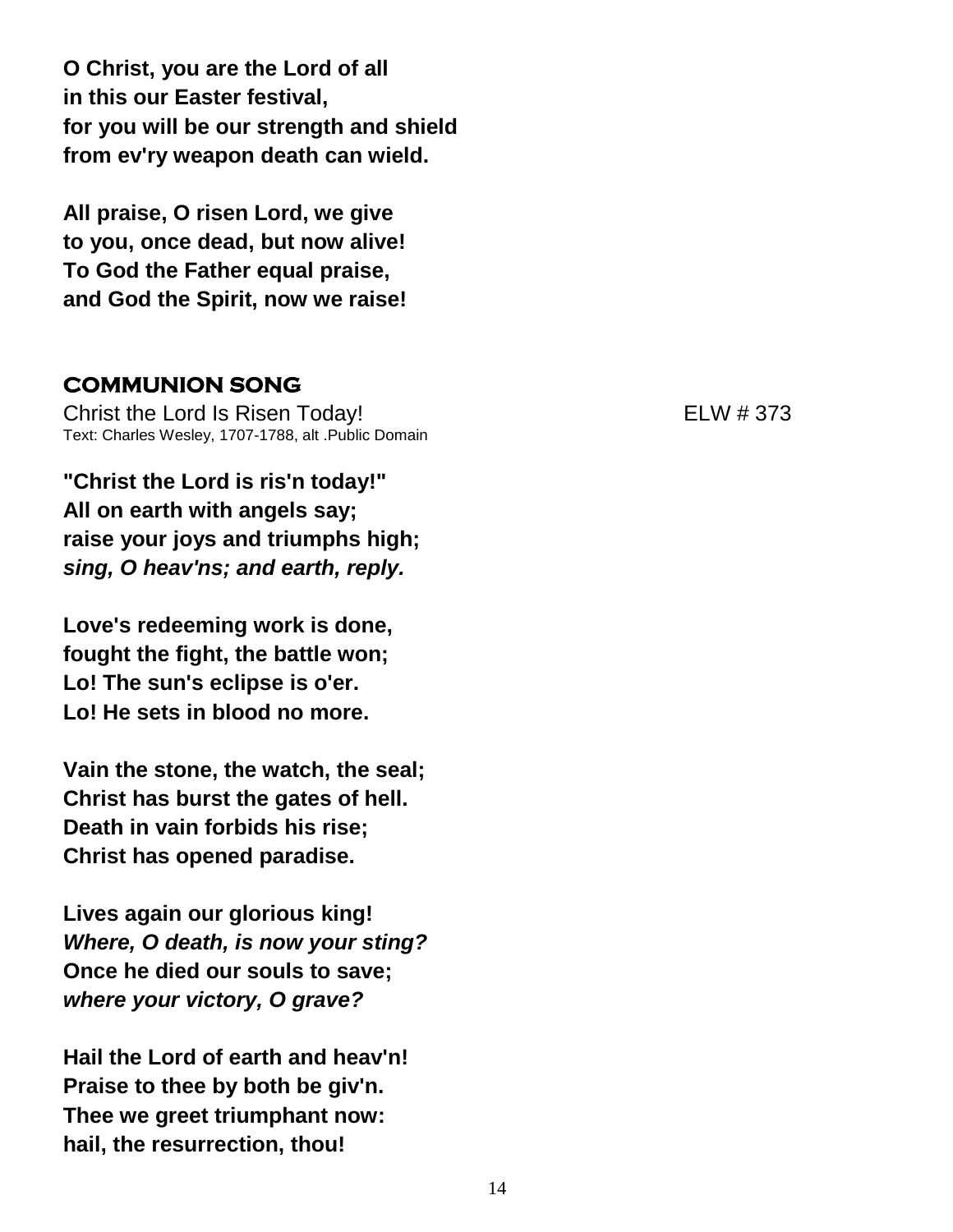**O Christ, you are the Lord of all**
**in this our Easter festival,**
**for you will be our strength and shield**
**from ev'ry weapon death can wield.**

**All praise, O risen Lord, we give**
**to you, once dead, but now alive!**
**To God the Father equal praise,**
**and God the Spirit, now we raise!**

## COMMUNION SONG

Christ the Lord Is Risen Today! ELW # 373

Text: Charles Wesley, 1707-1788, alt .Public Domain

**"Christ the Lord is ris'n today!"**
**All on earth with angels say;**
**raise your joys and triumphs high;**
***sing, O heav'ns; and earth, reply.***

**Love's redeeming work is done,**
**fought the fight, the battle won;**
**Lo! The sun's eclipse is o'er.**
**Lo! He sets in blood no more.**

**Vain the stone, the watch, the seal;**
**Christ has burst the gates of hell.**
**Death in vain forbids his rise;**
**Christ has opened paradise.**

**Lives again our glorious king!**
***Where, O death, is now your sting?***
**Once he died our souls to save;**
***where your victory, O grave?***

**Hail the Lord of earth and heav'n!**
**Praise to thee by both be giv'n.**
**Thee we greet triumphant now:**
**hail, the resurrection, thou!**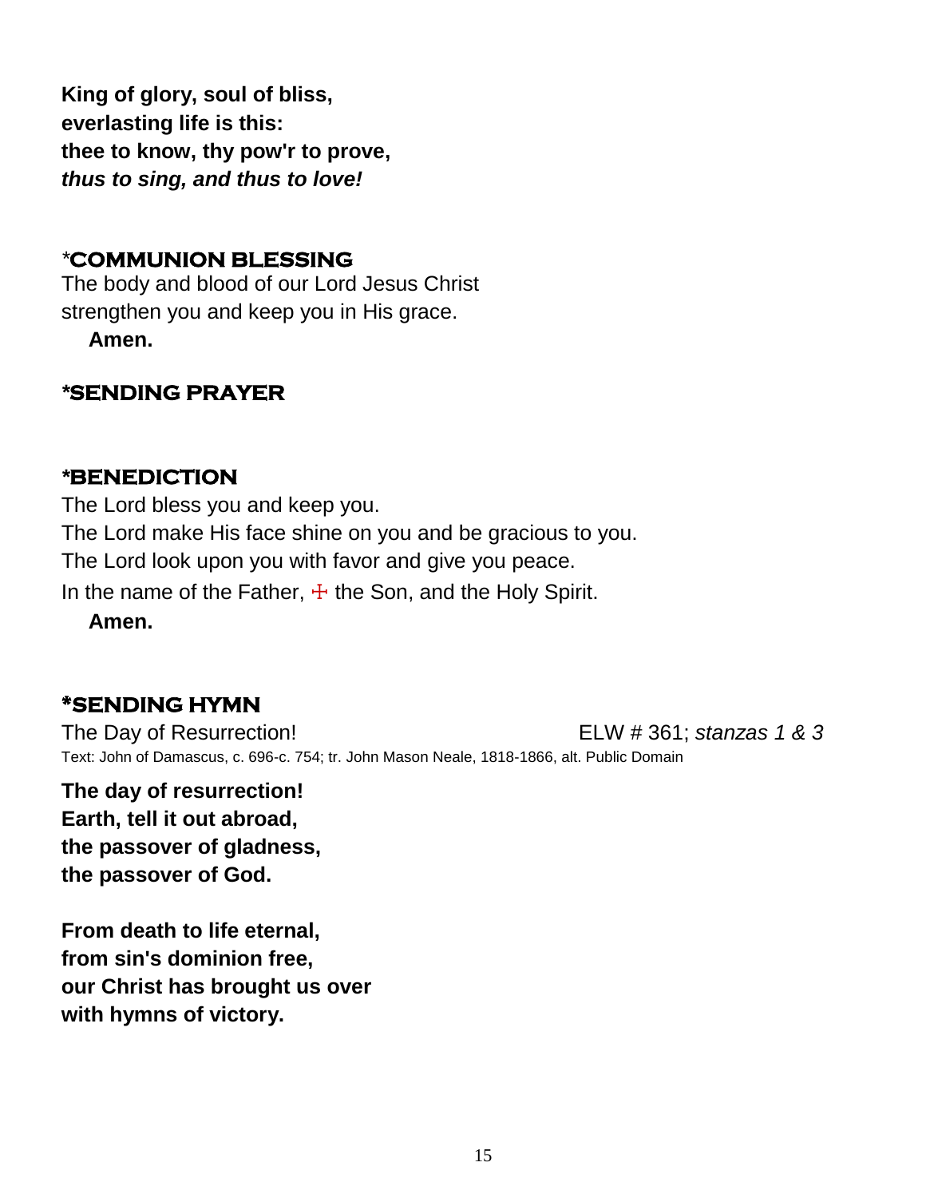**King of glory, soul of bliss,**
**everlasting life is this:**
**thee to know, thy pow'r to prove,**
***thus to sing, and thus to love!***

## *COMMUNION BLESSING

The body and blood of our Lord Jesus Christ
strengthen you and keep you in His grace.
**Amen.**

## *SENDING PRAYER

## *BENEDICTION

The Lord bless you and keep you.
The Lord make His face shine on you and be gracious to you.
The Lord look upon you with favor and give you peace.
In the name of the Father, ☩ the Son, and the Holy Spirit.
**Amen.**

## *SENDING HYMN

The Day of Resurrection! ELW # 361; *stanzas 1 & 3*

Text: John of Damascus, c. 696-c. 754; tr. John Mason Neale, 1818-1866, alt. Public Domain

**The day of resurrection!**
**Earth, tell it out abroad,**
**the passover of gladness,**
**the passover of God.**

**From death to life eternal,**
**from sin's dominion free,**
**our Christ has brought us over**
**with hymns of victory.**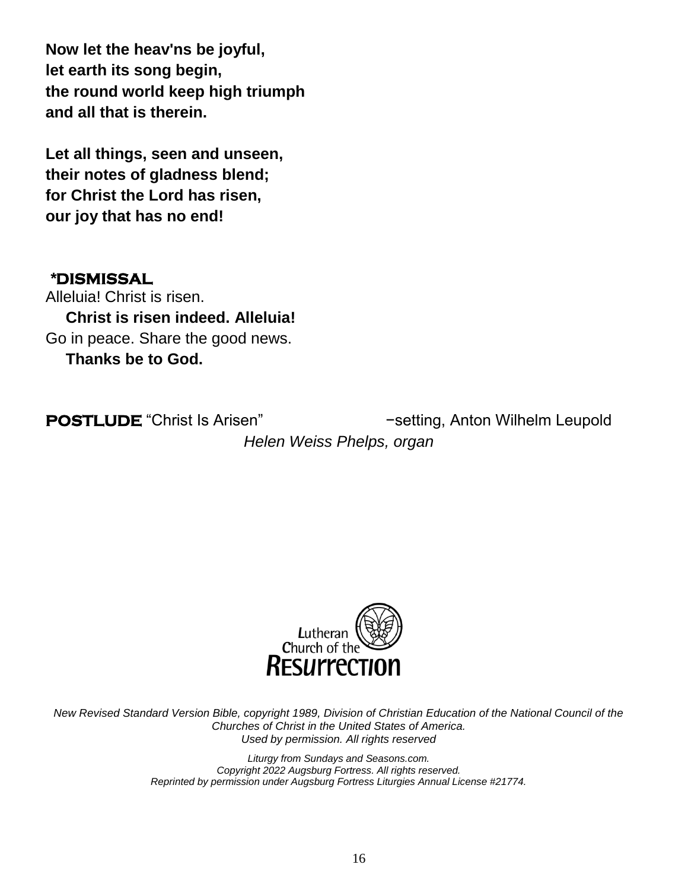**Now let the heav'ns be joyful,**
**let earth its song begin,**
**the round world keep high triumph**
**and all that is therein.**

**Let all things, seen and unseen,**
**their notes of gladness blend;**
**for Christ the Lord has risen,**
**our joy that has no end!**

## *DISMISSAL

Alleluia! Christ is risen.
**Christ is risen indeed. Alleluia!**
Go in peace. Share the good news.
**Thanks be to God.**

**POSTLUDE** "Christ Is Arisen" −setting, Anton Wilhelm Leupold
*Helen Weiss Phelps, organ*

Lutheran Church of the Resurrection

*New Revised Standard Version Bible, copyright 1989, Division of Christian Education of the National Council of the Churches of Christ in the United States of America.*
*Used by permission. All rights reserved*

*Liturgy from Sundays and Seasons.com.*
*Copyright 2022 Augsburg Fortress. All rights reserved.*
*Reprinted by permission under Augsburg Fortress Liturgies Annual License #21774.*